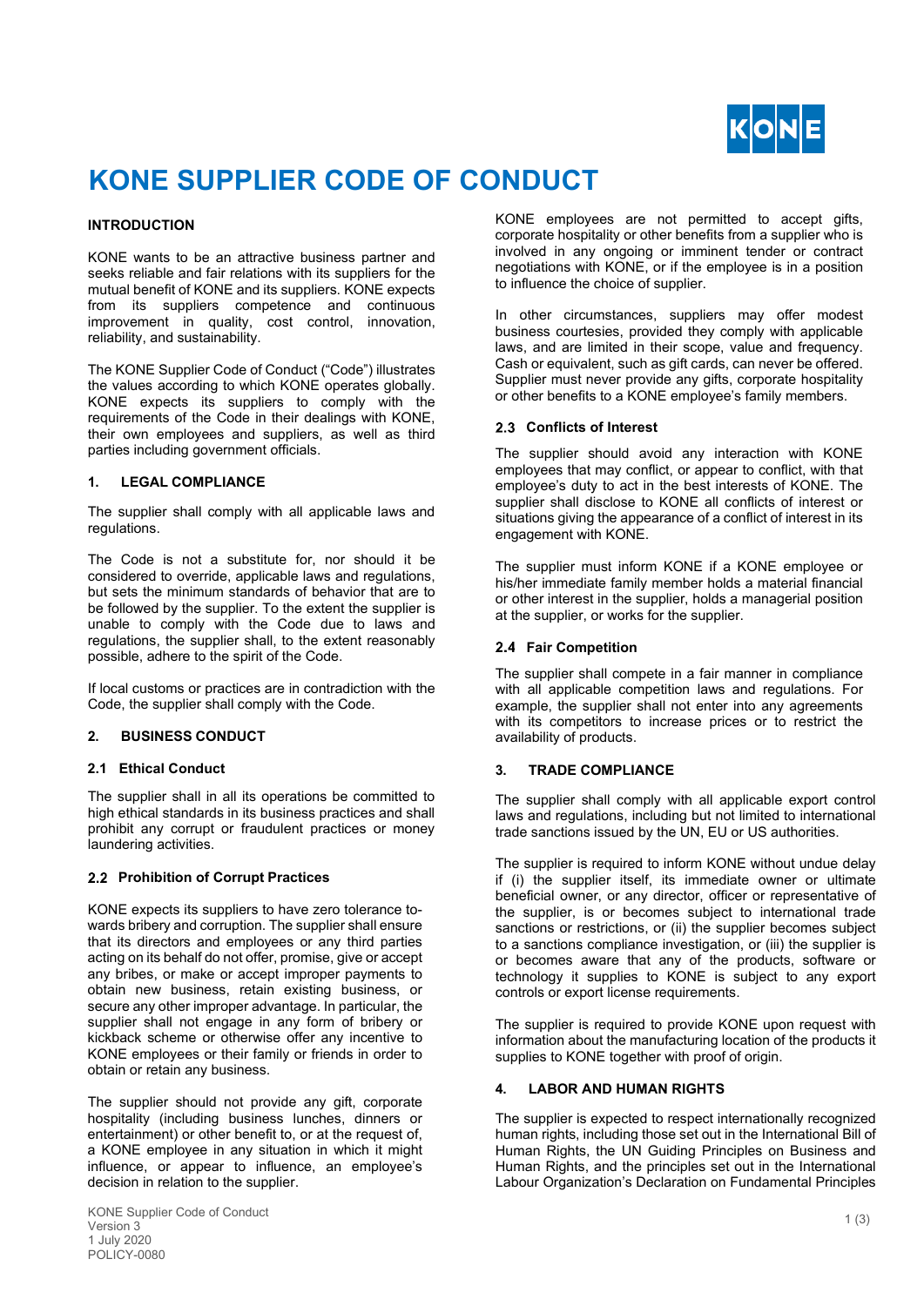# KONE SUPPLIER CODE OF CONDUCT

**INTRODUCTION**

KONE wants to be an attractive business partner and seeks reliable and fair relations with its suppliers for the mutual benefit of KONE and its suppliers. KONE expects from its suppliers competence and continuous improvement in quality, cost control, innovation, reliability, and sustainability.

The KONE Supplier Code of Conduct ("Code") illustrates the values according to which KONE operates globally. KONE expects its suppliers to comply with the requirements of the Code in their dealings with KONE, their own employees and suppliers, as well as third parties including government officials.

## 1. LEGAL COMPLIANCE

The supplier shall comply with all applicable laws and regulations.

The Code is not a substitute for, nor should it be considered to override, applicable laws and regulations, but sets the minimum standards of behavior that are to be followed by the supplier. To the extent the supplier is unable to comply with the Code due to laws and regulations, the supplier shall, to the extent reasonably possible, adhere to the spirit of the Code.

If local customs or practices are in contradiction with the Code, the supplier shall comply with the Code.

## 2. BUSINESS CONDUCT

### 2.1 Ethical Conduct

The supplier shall in all its operations be committed to high ethical standards in its business practices and shall prohibit any corrupt or fraudulent practices or money laundering activities.

### 2.2 Prohibition of Corrupt Practices

KONE expects its suppliers to have zero tolerance towards bribery and corruption. The supplier shall ensure that its directors and employees or any third parties acting on its behalf do not offer, promise, give or accept any bribes, or make or accept improper payments to obtain new business, retain existing business, or secure any other improper advantage. In particular, the supplier shall not engage in any form of bribery or kickback scheme or otherwise offer any incentive to KONE employees or their family or friends in order to obtain or retain any business.

The supplier should not provide any gift, corporate hospitality (including business lunches, dinners or entertainment) or other benefit to, or at the request of, a KONE employee in any situation in which it might influence, or appear to influence, an employee's decision in relation to the supplier.

KONE employees are not permitted to accept gifts, corporate hospitality or other benefits from a supplier who is involved in any ongoing or imminent tender or contract negotiations with KONE, or if the employee is in a position to influence the choice of supplier.

In other circumstances, suppliers may offer modest business courtesies, provided they comply with applicable laws, and are limited in their scope, value and frequency. Cash or equivalent, such as gift cards, can never be offered. Supplier must never provide any gifts, corporate hospitality or other benefits to a KONE employee's family members.

### 2.3 Conflicts of Interest

The supplier should avoid any interaction with KONE employees that may conflict, or appear to conflict, with that employee's duty to act in the best interests of KONE. The supplier shall disclose to KONE all conflicts of interest or situations giving the appearance of a conflict of interest in its engagement with KONE.

The supplier must inform KONE if a KONE employee or his/her immediate family member holds a material financial or other interest in the supplier, holds a managerial position at the supplier, or works for the supplier.

### 2.4 Fair Competition

The supplier shall compete in a fair manner in compliance with all applicable competition laws and regulations. For example, the supplier shall not enter into any agreements with its competitors to increase prices or to restrict the availability of products.

## 3. TRADE COMPLIANCE

The supplier shall comply with all applicable export control laws and regulations, including but not limited to international trade sanctions issued by the UN, EU or US authorities.

The supplier is required to inform KONE without undue delay if (i) the supplier itself, its immediate owner or ultimate beneficial owner, or any director, officer or representative of the supplier, is or becomes subject to international trade sanctions or restrictions, or (ii) the supplier becomes subject to a sanctions compliance investigation, or (iii) the supplier is or becomes aware that any of the products, software or technology it supplies to KONE is subject to any export controls or export license requirements.

The supplier is required to provide KONE upon request with information about the manufacturing location of the products it supplies to KONE together with proof of origin.

## 4. LABOR AND HUMAN RIGHTS

The supplier is expected to respect internationally recognized human rights, including those set out in the International Bill of Human Rights, the UN Guiding Principles on Business and Human Rights, and the principles set out in the International Labour Organization's Declaration on Fundamental Principles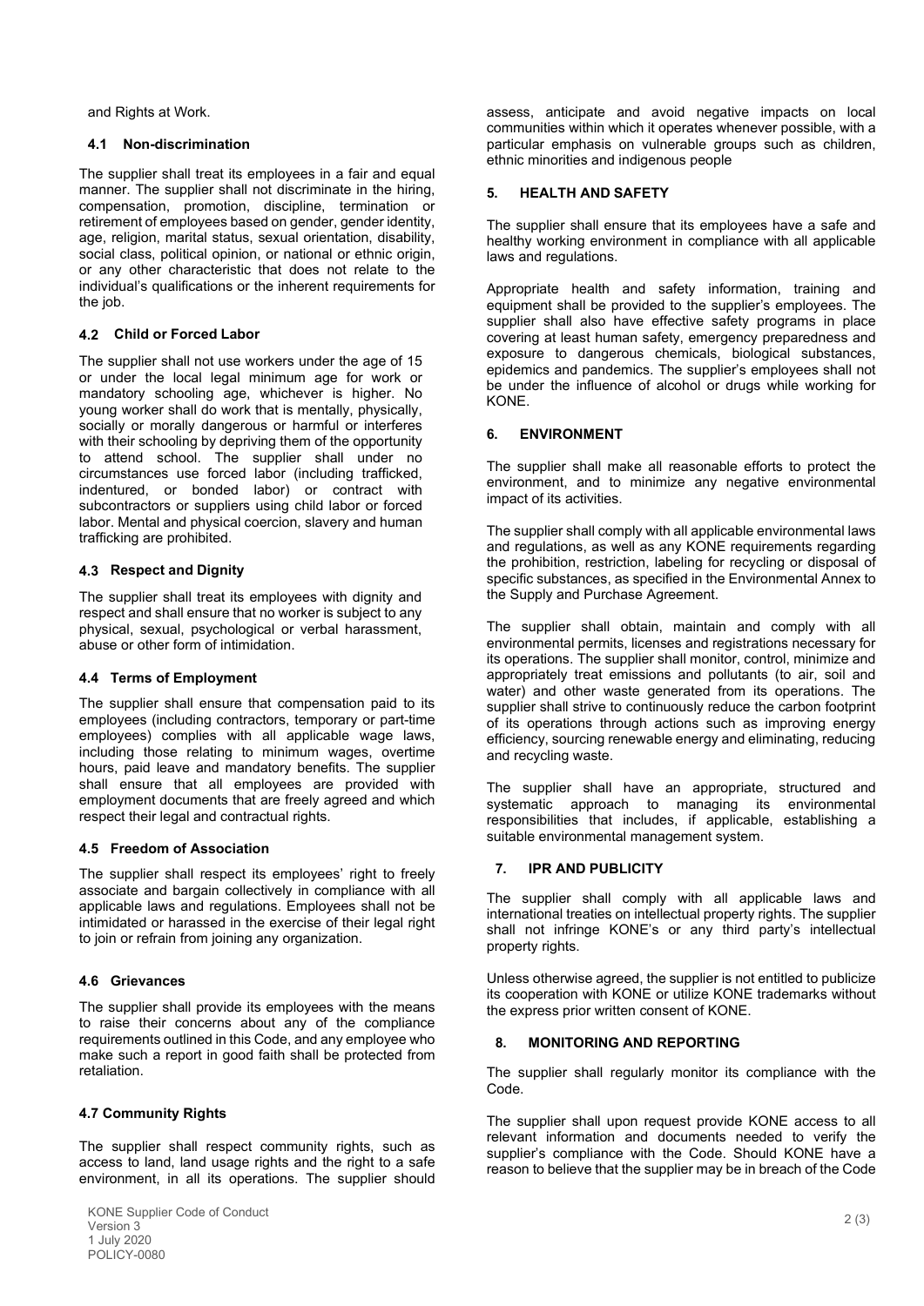and Rights at Work.

### 4.1 Non-discrimination

The supplier shall treat its employees in a fair and equal manner. The supplier shall not discriminate in the hiring, compensation, promotion, discipline, termination or retirement of employees based on gender, gender identity, age, religion, marital status, sexual orientation, disability, social class, political opinion, or national or ethnic origin, or any other characteristic that does not relate to the individual's qualifications or the inherent requirements for the job.

### 4.2 Child or Forced Labor

The supplier shall not use workers under the age of 15 or under the local legal minimum age for work or mandatory schooling age, whichever is higher. No young worker shall do work that is mentally, physically, socially or morally dangerous or harmful or interferes with their schooling by depriving them of the opportunity to attend school. The supplier shall under no circumstances use forced labor (including trafficked, indentured, or bonded labor) or contract with subcontractors or suppliers using child labor or forced labor. Mental and physical coercion, slavery and human trafficking are prohibited.

### 4.3 Respect and Dignity

The supplier shall treat its employees with dignity and respect and shall ensure that no worker is subject to any physical, sexual, psychological or verbal harassment, abuse or other form of intimidation.

### 4.4 Terms of Employment

The supplier shall ensure that compensation paid to its employees (including contractors, temporary or part-time employees) complies with all applicable wage laws, including those relating to minimum wages, overtime hours, paid leave and mandatory benefits. The supplier shall ensure that all employees are provided with employment documents that are freely agreed and which respect their legal and contractual rights.

### 4.5 Freedom of Association

The supplier shall respect its employees' right to freely associate and bargain collectively in compliance with all applicable laws and regulations. Employees shall not be intimidated or harassed in the exercise of their legal right to join or refrain from joining any organization.

### 4.6 Grievances

The supplier shall provide its employees with the means to raise their concerns about any of the compliance requirements outlined in this Code, and any employee who make such a report in good faith shall be protected from retaliation.

### 4.7 Community Rights

The supplier shall respect community rights, such as access to land, land usage rights and the right to a safe environment, in all its operations. The supplier should assess, anticipate and avoid negative impacts on local communities within which it operates whenever possible, with a particular emphasis on vulnerable groups such as children, ethnic minorities and indigenous people

## 5. HEALTH AND SAFETY

The supplier shall ensure that its employees have a safe and healthy working environment in compliance with all applicable laws and regulations.

Appropriate health and safety information, training and equipment shall be provided to the supplier's employees. The supplier shall also have effective safety programs in place covering at least human safety, emergency preparedness and exposure to dangerous chemicals, biological substances, epidemics and pandemics. The supplier's employees shall not be under the influence of alcohol or drugs while working for KONE.

## 6. ENVIRONMENT

The supplier shall make all reasonable efforts to protect the environment, and to minimize any negative environmental impact of its activities.

The supplier shall comply with all applicable environmental laws and regulations, as well as any KONE requirements regarding the prohibition, restriction, labeling for recycling or disposal of specific substances, as specified in the Environmental Annex to the Supply and Purchase Agreement.

The supplier shall obtain, maintain and comply with all environmental permits, licenses and registrations necessary for its operations. The supplier shall monitor, control, minimize and appropriately treat emissions and pollutants (to air, soil and water) and other waste generated from its operations. The supplier shall strive to continuously reduce the carbon footprint of its operations through actions such as improving energy efficiency, sourcing renewable energy and eliminating, reducing and recycling waste.

The supplier shall have an appropriate, structured and systematic approach to managing its environmental responsibilities that includes, if applicable, establishing a suitable environmental management system.

## 7. IPR AND PUBLICITY

The supplier shall comply with all applicable laws and international treaties on intellectual property rights. The supplier shall not infringe KONE's or any third party's intellectual property rights.

Unless otherwise agreed, the supplier is not entitled to publicize its cooperation with KONE or utilize KONE trademarks without the express prior written consent of KONE.

## 8. MONITORING AND REPORTING

The supplier shall regularly monitor its compliance with the Code.

The supplier shall upon request provide KONE access to all relevant information and documents needed to verify the supplier's compliance with the Code. Should KONE have a reason to believe that the supplier may be in breach of the Code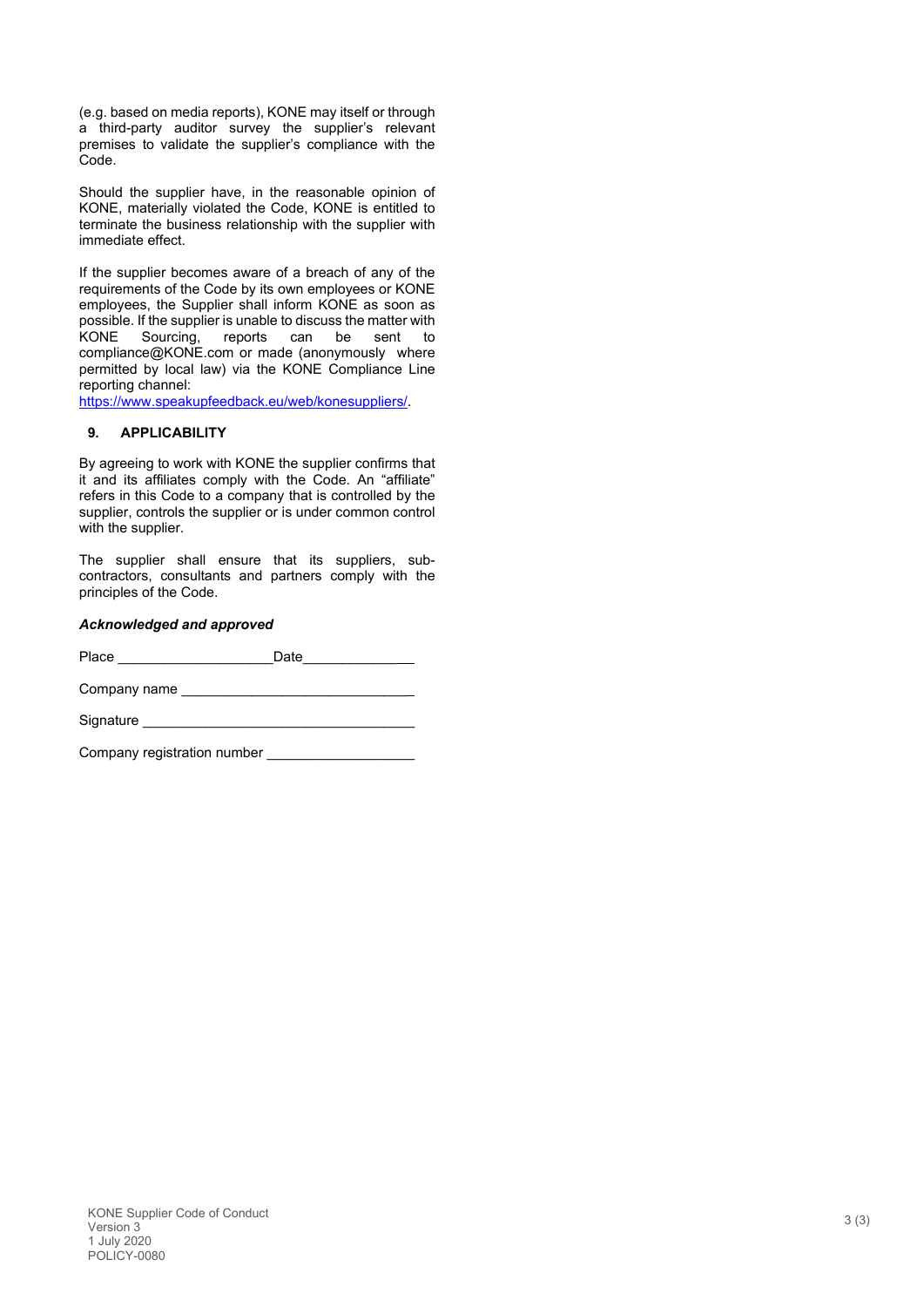(e.g. based on media reports), KONE may itself or through a third-party auditor survey the supplier's relevant premises to validate the supplier's compliance with the Code.

Should the supplier have, in the reasonable opinion of KONE, materially violated the Code, KONE is entitled to terminate the business relationship with the supplier with immediate effect.

If the supplier becomes aware of a breach of any of the requirements of the Code by its own employees or KONE employees, the Supplier shall inform KONE as soon as possible. If the supplier is unable to discuss the matter with KONE Sourcing, reports can be sent to compliance@KONE.com or made (anonymously where permitted by local law) via the KONE Compliance Line reporting channel: https://www.speakupfeedback.eu/web/konesuppliers/.

## 9. APPLICABILITY

By agreeing to work with KONE the supplier confirms that it and its affiliates comply with the Code. An "affiliate" refers in this Code to a company that is controlled by the supplier, controls the supplier or is under common control with the supplier.

The supplier shall ensure that its suppliers, sub-contractors, consultants and partners comply with the principles of the Code.

***Acknowledged and approved***

Place ____________________Date______________

Company name ______________________________

Signature ___________________________________

Company registration number ___________________

KONE Supplier Code of Conduct
Version 3
1 July 2020
POLICY-0080